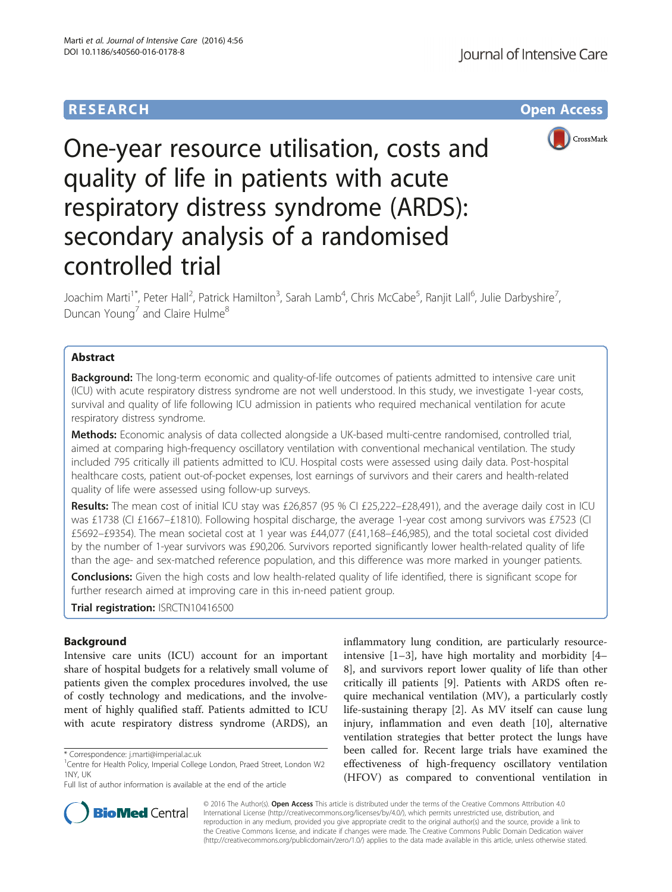RESEARCH Open Access

# One-year resource utilisation, costs and quality of life in patients with acute respiratory distress syndrome (ARDS): secondary analysis of a randomised controlled trial

Joachim Marti[1*], Peter Hall[2], Patrick Hamilton[3], Sarah Lamb[4], Chris McCabe[5], Ranjit Lall[6], Julie Darbyshire[7], Duncan Young[7] and Claire Hulme[8]

## Abstract

**Background:** The long-term economic and quality-of-life outcomes of patients admitted to intensive care unit (ICU) with acute respiratory distress syndrome are not well understood. In this study, we investigate 1-year costs, survival and quality of life following ICU admission in patients who required mechanical ventilation for acute respiratory distress syndrome.

**Methods:** Economic analysis of data collected alongside a UK-based multi-centre randomised, controlled trial, aimed at comparing high-frequency oscillatory ventilation with conventional mechanical ventilation. The study included 795 critically ill patients admitted to ICU. Hospital costs were assessed using daily data. Post-hospital healthcare costs, patient out-of-pocket expenses, lost earnings of survivors and their carers and health-related quality of life were assessed using follow-up surveys.

**Results:** The mean cost of initial ICU stay was £26,857 (95 % CI £25,222–£28,491), and the average daily cost in ICU was £1738 (CI £1667–£1810). Following hospital discharge, the average 1-year cost among survivors was £7523 (CI £5692–£9354). The mean societal cost at 1 year was £44,077 (£41,168–£46,985), and the total societal cost divided by the number of 1-year survivors was £90,206. Survivors reported significantly lower health-related quality of life than the age- and sex-matched reference population, and this difference was more marked in younger patients.

**Conclusions:** Given the high costs and low health-related quality of life identified, there is significant scope for further research aimed at improving care in this in-need patient group.

**Trial registration:** ISRCTN10416500

## Background

Intensive care units (ICU) account for an important share of hospital budgets for a relatively small volume of patients given the complex procedures involved, the use of costly technology and medications, and the involvement of highly qualified staff. Patients admitted to ICU with acute respiratory distress syndrome (ARDS), an inflammatory lung condition, are particularly resource-intensive [1–3], have high mortality and morbidity [4–8], and survivors report lower quality of life than other critically ill patients [9]. Patients with ARDS often require mechanical ventilation (MV), a particularly costly life-sustaining therapy [2]. As MV itself can cause lung injury, inflammation and even death [10], alternative ventilation strategies that better protect the lungs have been called for. Recent large trials have examined the effectiveness of high-frequency oscillatory ventilation (HFOV) as compared to conventional ventilation in

\* Correspondence: j.marti@imperial.ac.uk
[1]Centre for Health Policy, Imperial College London, Praed Street, London W2 1NY, UK
Full list of author information is available at the end of the article

© 2016 The Author(s). **Open Access** This article is distributed under the terms of the Creative Commons Attribution 4.0 International License (http://creativecommons.org/licenses/by/4.0/), which permits unrestricted use, distribution, and reproduction in any medium, provided you give appropriate credit to the original author(s) and the source, provide a link to the Creative Commons license, and indicate if changes were made. The Creative Commons Public Domain Dedication waiver (http://creativecommons.org/publicdomain/zero/1.0/) applies to the data made available in this article, unless otherwise stated.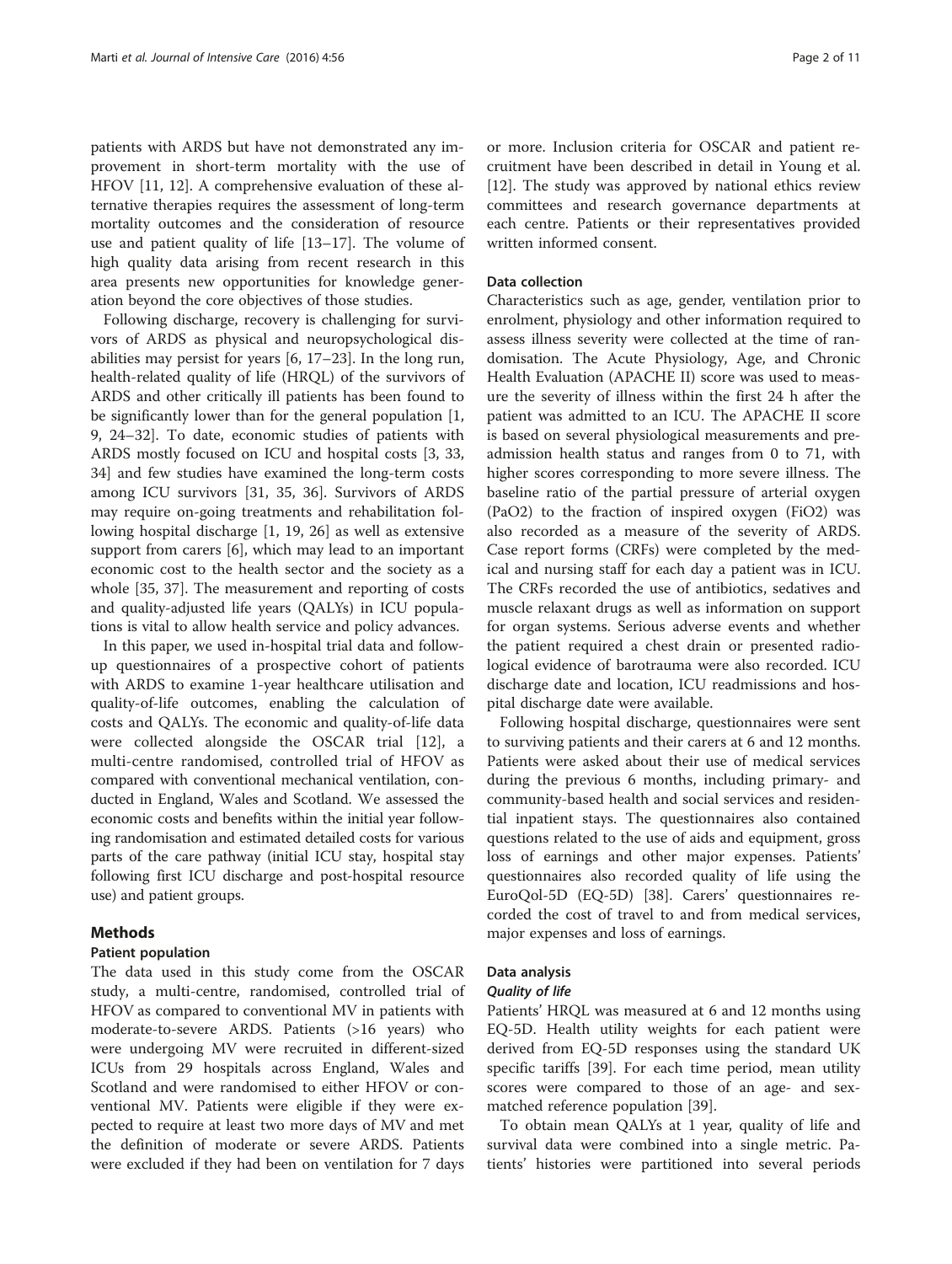patients with ARDS but have not demonstrated any improvement in short-term mortality with the use of HFOV [11, 12]. A comprehensive evaluation of these alternative therapies requires the assessment of long-term mortality outcomes and the consideration of resource use and patient quality of life [13–17]. The volume of high quality data arising from recent research in this area presents new opportunities for knowledge generation beyond the core objectives of those studies.

Following discharge, recovery is challenging for survivors of ARDS as physical and neuropsychological disabilities may persist for years [6, 17–23]. In the long run, health-related quality of life (HRQL) of the survivors of ARDS and other critically ill patients has been found to be significantly lower than for the general population [1, 9, 24–32]. To date, economic studies of patients with ARDS mostly focused on ICU and hospital costs [3, 33, 34] and few studies have examined the long-term costs among ICU survivors [31, 35, 36]. Survivors of ARDS may require on-going treatments and rehabilitation following hospital discharge [1, 19, 26] as well as extensive support from carers [6], which may lead to an important economic cost to the health sector and the society as a whole [35, 37]. The measurement and reporting of costs and quality-adjusted life years (QALYs) in ICU populations is vital to allow health service and policy advances.

In this paper, we used in-hospital trial data and follow-up questionnaires of a prospective cohort of patients with ARDS to examine 1-year healthcare utilisation and quality-of-life outcomes, enabling the calculation of costs and QALYs. The economic and quality-of-life data were collected alongside the OSCAR trial [12], a multi-centre randomised, controlled trial of HFOV as compared with conventional mechanical ventilation, conducted in England, Wales and Scotland. We assessed the economic costs and benefits within the initial year following randomisation and estimated detailed costs for various parts of the care pathway (initial ICU stay, hospital stay following first ICU discharge and post-hospital resource use) and patient groups.

## Methods

### Patient population

The data used in this study come from the OSCAR study, a multi-centre, randomised, controlled trial of HFOV as compared to conventional MV in patients with moderate-to-severe ARDS. Patients (>16 years) who were undergoing MV were recruited in different-sized ICUs from 29 hospitals across England, Wales and Scotland and were randomised to either HFOV or conventional MV. Patients were eligible if they were expected to require at least two more days of MV and met the definition of moderate or severe ARDS. Patients were excluded if they had been on ventilation for 7 days or more. Inclusion criteria for OSCAR and patient recruitment have been described in detail in Young et al. [12]. The study was approved by national ethics review committees and research governance departments at each centre. Patients or their representatives provided written informed consent.

### Data collection

Characteristics such as age, gender, ventilation prior to enrolment, physiology and other information required to assess illness severity were collected at the time of randomisation. The Acute Physiology, Age, and Chronic Health Evaluation (APACHE II) score was used to measure the severity of illness within the first 24 h after the patient was admitted to an ICU. The APACHE II score is based on several physiological measurements and pre-admission health status and ranges from 0 to 71, with higher scores corresponding to more severe illness. The baseline ratio of the partial pressure of arterial oxygen ($PaO_2$) to the fraction of inspired oxygen ($FiO_2$) was also recorded as a measure of the severity of ARDS. Case report forms (CRFs) were completed by the medical and nursing staff for each day a patient was in ICU. The CRFs recorded the use of antibiotics, sedatives and muscle relaxant drugs as well as information on support for organ systems. Serious adverse events and whether the patient required a chest drain or presented radiological evidence of barotrauma were also recorded. ICU discharge date and location, ICU readmissions and hospital discharge date were available.

Following hospital discharge, questionnaires were sent to surviving patients and their carers at 6 and 12 months. Patients were asked about their use of medical services during the previous 6 months, including primary- and community-based health and social services and residential inpatient stays. The questionnaires also contained questions related to the use of aids and equipment, gross loss of earnings and other major expenses. Patients' questionnaires also recorded quality of life using the EuroQol-5D (EQ-5D) [38]. Carers' questionnaires recorded the cost of travel to and from medical services, major expenses and loss of earnings.

### Data analysis

#### *Quality of life*

Patients' HRQL was measured at 6 and 12 months using EQ-5D. Health utility weights for each patient were derived from EQ-5D responses using the standard UK specific tariffs [39]. For each time period, mean utility scores were compared to those of an age- and sex-matched reference population [39].

To obtain mean QALYs at 1 year, quality of life and survival data were combined into a single metric. Patients' histories were partitioned into several periods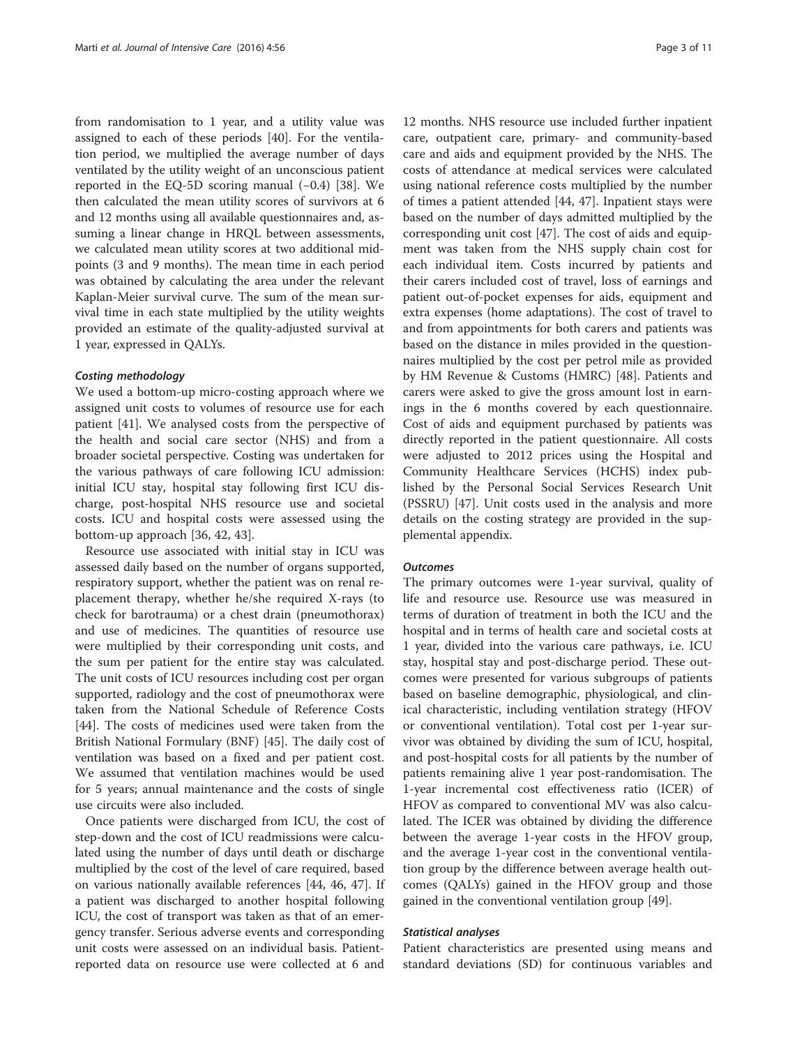from randomisation to 1 year, and a utility value was assigned to each of these periods [40]. For the ventilation period, we multiplied the average number of days ventilated by the utility weight of an unconscious patient reported in the EQ-5D scoring manual (−0.4) [38]. We then calculated the mean utility scores of survivors at 6 and 12 months using all available questionnaires and, assuming a linear change in HRQL between assessments, we calculated mean utility scores at two additional midpoints (3 and 9 months). The mean time in each period was obtained by calculating the area under the relevant Kaplan-Meier survival curve. The sum of the mean survival time in each state multiplied by the utility weights provided an estimate of the quality-adjusted survival at 1 year, expressed in QALYs.

#### *Costing methodology*

We used a bottom-up micro-costing approach where we assigned unit costs to volumes of resource use for each patient [41]. We analysed costs from the perspective of the health and social care sector (NHS) and from a broader societal perspective. Costing was undertaken for the various pathways of care following ICU admission: initial ICU stay, hospital stay following first ICU discharge, post-hospital NHS resource use and societal costs. ICU and hospital costs were assessed using the bottom-up approach [36, 42, 43].

Resource use associated with initial stay in ICU was assessed daily based on the number of organs supported, respiratory support, whether the patient was on renal replacement therapy, whether he/she required X-rays (to check for barotrauma) or a chest drain (pneumothorax) and use of medicines. The quantities of resource use were multiplied by their corresponding unit costs, and the sum per patient for the entire stay was calculated. The unit costs of ICU resources including cost per organ supported, radiology and the cost of pneumothorax were taken from the National Schedule of Reference Costs [44]. The costs of medicines used were taken from the British National Formulary (BNF) [45]. The daily cost of ventilation was based on a fixed and per patient cost. We assumed that ventilation machines would be used for 5 years; annual maintenance and the costs of single use circuits were also included.

Once patients were discharged from ICU, the cost of step-down and the cost of ICU readmissions were calculated using the number of days until death or discharge multiplied by the cost of the level of care required, based on various nationally available references [44, 46, 47]. If a patient was discharged to another hospital following ICU, the cost of transport was taken as that of an emergency transfer. Serious adverse events and corresponding unit costs were assessed on an individual basis. Patient-reported data on resource use were collected at 6 and 12 months. NHS resource use included further inpatient care, outpatient care, primary- and community-based care and aids and equipment provided by the NHS. The costs of attendance at medical services were calculated using national reference costs multiplied by the number of times a patient attended [44, 47]. Inpatient stays were based on the number of days admitted multiplied by the corresponding unit cost [47]. The cost of aids and equipment was taken from the NHS supply chain cost for each individual item. Costs incurred by patients and their carers included cost of travel, loss of earnings and patient out-of-pocket expenses for aids, equipment and extra expenses (home adaptations). The cost of travel to and from appointments for both carers and patients was based on the distance in miles provided in the questionnaires multiplied by the cost per petrol mile as provided by HM Revenue & Customs (HMRC) [48]. Patients and carers were asked to give the gross amount lost in earnings in the 6 months covered by each questionnaire. Cost of aids and equipment purchased by patients was directly reported in the patient questionnaire. All costs were adjusted to 2012 prices using the Hospital and Community Healthcare Services (HCHS) index published by the Personal Social Services Research Unit (PSSRU) [47]. Unit costs used in the analysis and more details on the costing strategy are provided in the supplemental appendix.

#### *Outcomes*

The primary outcomes were 1-year survival, quality of life and resource use. Resource use was measured in terms of duration of treatment in both the ICU and the hospital and in terms of health care and societal costs at 1 year, divided into the various care pathways, i.e. ICU stay, hospital stay and post-discharge period. These outcomes were presented for various subgroups of patients based on baseline demographic, physiological, and clinical characteristic, including ventilation strategy (HFOV or conventional ventilation). Total cost per 1-year survivor was obtained by dividing the sum of ICU, hospital, and post-hospital costs for all patients by the number of patients remaining alive 1 year post-randomisation. The 1-year incremental cost effectiveness ratio (ICER) of HFOV as compared to conventional MV was also calculated. The ICER was obtained by dividing the difference between the average 1-year costs in the HFOV group, and the average 1-year cost in the conventional ventilation group by the difference between average health outcomes (QALYs) gained in the HFOV group and those gained in the conventional ventilation group [49].

#### *Statistical analyses*

Patient characteristics are presented using means and standard deviations (SD) for continuous variables and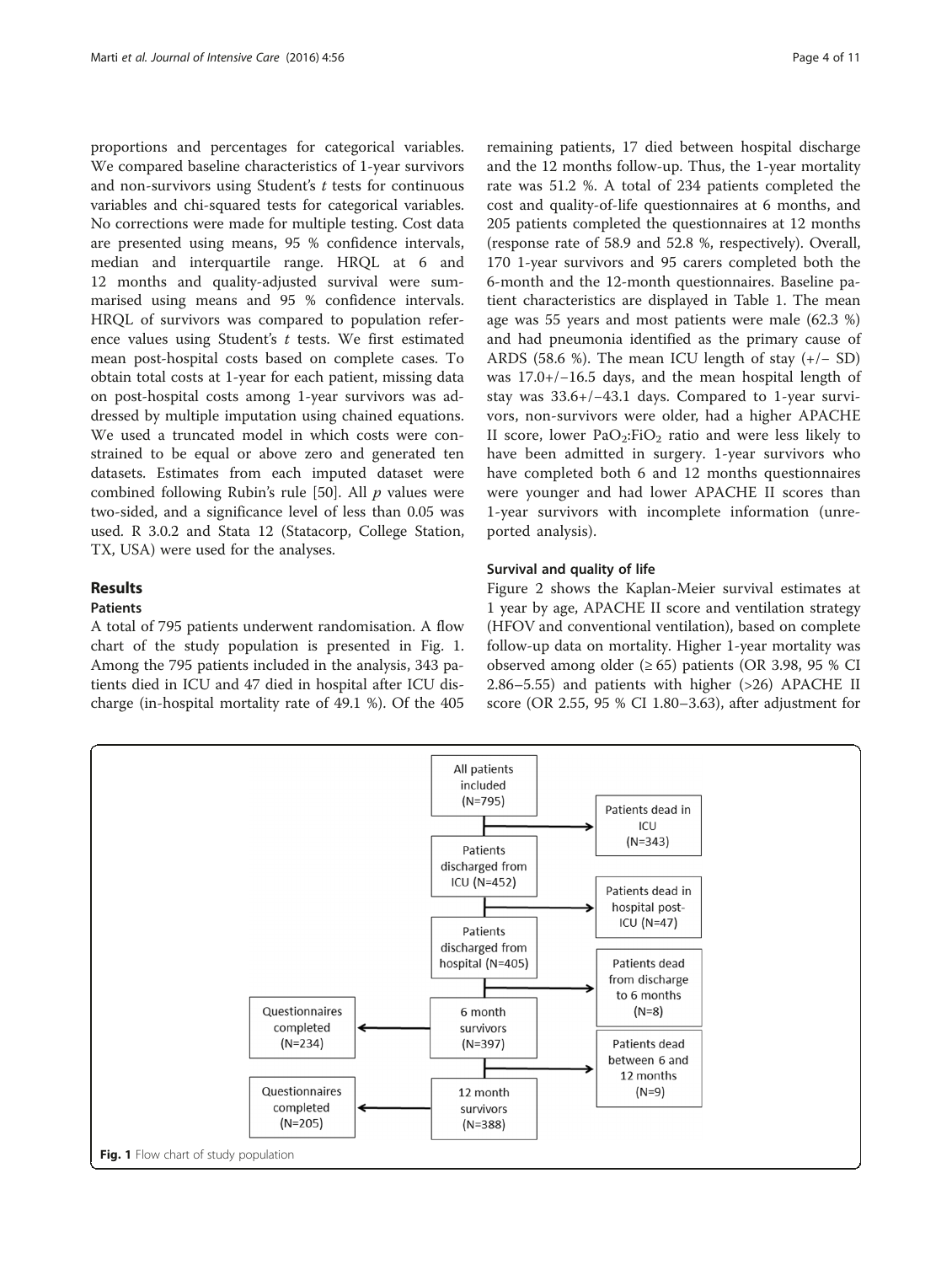proportions and percentages for categorical variables. We compared baseline characteristics of 1-year survivors and non-survivors using Student's *t* tests for continuous variables and chi-squared tests for categorical variables. No corrections were made for multiple testing. Cost data are presented using means, 95 % confidence intervals, median and interquartile range. HRQL at 6 and 12 months and quality-adjusted survival were summarised using means and 95 % confidence intervals. HRQL of survivors was compared to population reference values using Student's *t* tests. We first estimated mean post-hospital costs based on complete cases. To obtain total costs at 1-year for each patient, missing data on post-hospital costs among 1-year survivors was addressed by multiple imputation using chained equations. We used a truncated model in which costs were constrained to be equal or above zero and generated ten datasets. Estimates from each imputed dataset were combined following Rubin's rule [50]. All *p* values were two-sided, and a significance level of less than 0.05 was used. R 3.0.2 and Stata 12 (Statacorp, College Station, TX, USA) were used for the analyses.

## Results

### Patients

A total of 795 patients underwent randomisation. A flow chart of the study population is presented in Fig. 1. Among the 795 patients included in the analysis, 343 patients died in ICU and 47 died in hospital after ICU discharge (in-hospital mortality rate of 49.1 %). Of the 405 remaining patients, 17 died between hospital discharge and the 12 months follow-up. Thus, the 1-year mortality rate was 51.2 %. A total of 234 patients completed the cost and quality-of-life questionnaires at 6 months, and 205 patients completed the questionnaires at 12 months (response rate of 58.9 and 52.8 %, respectively). Overall, 170 1-year survivors and 95 carers completed both the 6-month and the 12-month questionnaires. Baseline patient characteristics are displayed in Table 1. The mean age was 55 years and most patients were male (62.3 %) and had pneumonia identified as the primary cause of ARDS (58.6 %). The mean ICU length of stay (+/− SD) was 17.0+/−16.5 days, and the mean hospital length of stay was 33.6+/−43.1 days. Compared to 1-year survivors, non-survivors were older, had a higher APACHE II score, lower $PaO_2$:$FiO_2$ ratio and were less likely to have been admitted in surgery. 1-year survivors who have completed both 6 and 12 months questionnaires were younger and had lower APACHE II scores than 1-year survivors with incomplete information (unreported analysis).

### Survival and quality of life

Figure 2 shows the Kaplan-Meier survival estimates at 1 year by age, APACHE II score and ventilation strategy (HFOV and conventional ventilation), based on complete follow-up data on mortality. Higher 1-year mortality was observed among older (≥ 65) patients (OR 3.98, 95 % CI 2.86–5.55) and patients with higher (>26) APACHE II score (OR 2.55, 95 % CI 1.80–3.63), after adjustment for

All patients included (N=795) → Patients dead in ICU (N=343)
Patients discharged from ICU (N=452) → Patients dead in hospital post-ICU (N=47)
Patients discharged from hospital (N=405) → Patients dead from discharge to 6 months (N=8)
6 month survivors (N=397) → Questionnaires completed (N=234); → Patients dead between 6 and 12 months (N=9)
12 month survivors (N=388) → Questionnaires completed (N=205)

**Fig. 1** Flow chart of study population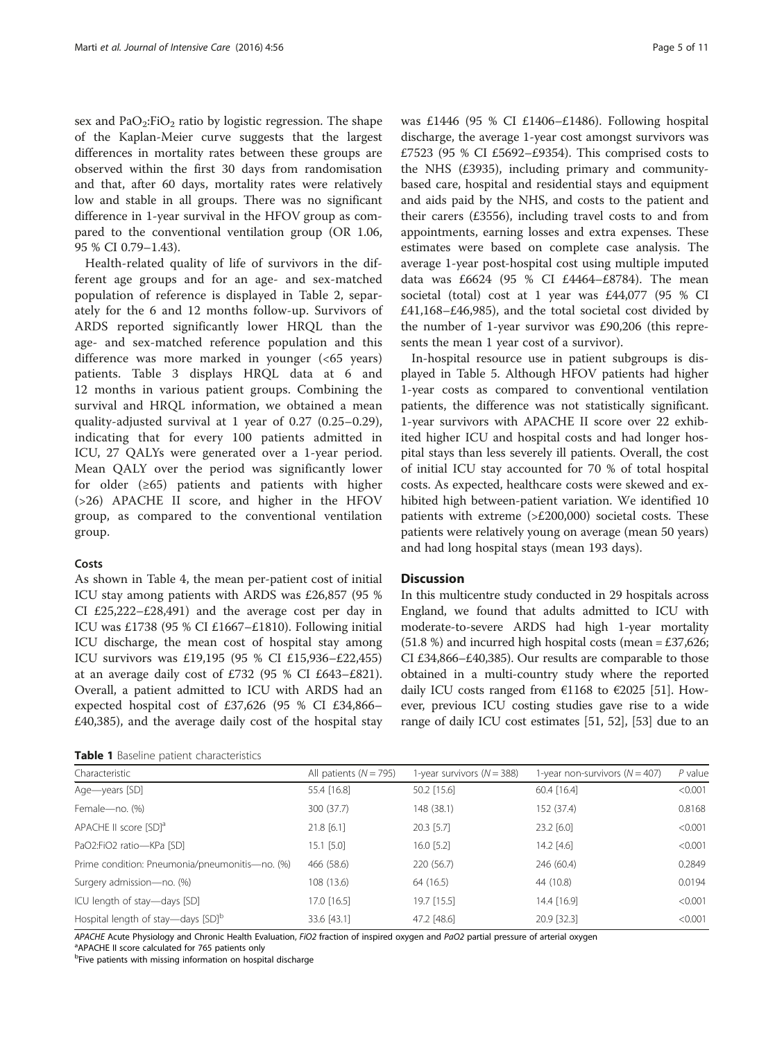sex and $PaO_2$:$FiO_2$ ratio by logistic regression. The shape of the Kaplan-Meier curve suggests that the largest differences in mortality rates between these groups are observed within the first 30 days from randomisation and that, after 60 days, mortality rates were relatively low and stable in all groups. There was no significant difference in 1-year survival in the HFOV group as compared to the conventional ventilation group (OR 1.06, 95 % CI 0.79–1.43).

Health-related quality of life of survivors in the different age groups and for an age- and sex-matched population of reference is displayed in Table 2, separately for the 6 and 12 months follow-up. Survivors of ARDS reported significantly lower HRQL than the age- and sex-matched reference population and this difference was more marked in younger (<65 years) patients. Table 3 displays HRQL data at 6 and 12 months in various patient groups. Combining the survival and HRQL information, we obtained a mean quality-adjusted survival at 1 year of 0.27 (0.25–0.29), indicating that for every 100 patients admitted in ICU, 27 QALYs were generated over a 1-year period. Mean QALY over the period was significantly lower for older (≥65) patients and patients with higher (>26) APACHE II score, and higher in the HFOV group, as compared to the conventional ventilation group.

### Costs

As shown in Table 4, the mean per-patient cost of initial ICU stay among patients with ARDS was £26,857 (95 % CI £25,222–£28,491) and the average cost per day in ICU was £1738 (95 % CI £1667–£1810). Following initial ICU discharge, the mean cost of hospital stay among ICU survivors was £19,195 (95 % CI £15,936–£22,455) at an average daily cost of £732 (95 % CI £643–£821). Overall, a patient admitted to ICU with ARDS had an expected hospital cost of £37,626 (95 % CI £34,866–£40,385), and the average daily cost of the hospital stay was £1446 (95 % CI £1406–£1486). Following hospital discharge, the average 1-year cost amongst survivors was £7523 (95 % CI £5692–£9354). This comprised costs to the NHS (£3935), including primary and community-based care, hospital and residential stays and equipment and aids paid by the NHS, and costs to the patient and their carers (£3556), including travel costs to and from appointments, earning losses and extra expenses. These estimates were based on complete case analysis. The average 1-year post-hospital cost using multiple imputed data was £6624 (95 % CI £4464–£8784). The mean societal (total) cost at 1 year was £44,077 (95 % CI £41,168–£46,985), and the total societal cost divided by the number of 1-year survivor was £90,206 (this represents the mean 1 year cost of a survivor).

In-hospital resource use in patient subgroups is displayed in Table 5. Although HFOV patients had higher 1-year costs as compared to conventional ventilation patients, the difference was not statistically significant. 1-year survivors with APACHE II score over 22 exhibited higher ICU and hospital costs and had longer hospital stays than less severely ill patients. Overall, the cost of initial ICU stay accounted for 70 % of total hospital costs. As expected, healthcare costs were skewed and exhibited high between-patient variation. We identified 10 patients with extreme (>£200,000) societal costs. These patients were relatively young on average (mean 50 years) and had long hospital stays (mean 193 days).

## Discussion

In this multicentre study conducted in 29 hospitals across England, we found that adults admitted to ICU with moderate-to-severe ARDS had high 1-year mortality (51.8 %) and incurred high hospital costs (mean = £37,626; CI £34,866–£40,385). Our results are comparable to those obtained in a multi-country study where the reported daily ICU costs ranged from €1168 to €2025 [51]. However, previous ICU costing studies gave rise to a wide range of daily ICU cost estimates [51, 52], [53] due to an

**Table 1** Baseline patient characteristics

| Characteristic | All patients (N = 795) | 1-year survivors (N = 388) | 1-year non-survivors (N = 407) | P value |
|---|---|---|---|---|
| Age—years [SD] | 55.4 [16.8] | 50.2 [15.6] | 60.4 [16.4] | <0.001 |
| Female—no. (%) | 300 (37.7) | 148 (38.1) | 152 (37.4) | 0.8168 |
| APACHE II score [SD][a] | 21.8 [6.1] | 20.3 [5.7] | 23.2 [6.0] | <0.001 |
| PaO2:FiO2 ratio—KPa [SD] | 15.1 [5.0] | 16.0 [5.2] | 14.2 [4.6] | <0.001 |
| Prime condition: Pneumonia/pneumonitis—no. (%) | 466 (58.6) | 220 (56.7) | 246 (60.4) | 0.2849 |
| Surgery admission—no. (%) | 108 (13.6) | 64 (16.5) | 44 (10.8) | 0.0194 |
| ICU length of stay—days [SD] | 17.0 [16.5] | 19.7 [15.5] | 14.4 [16.9] | <0.001 |
| Hospital length of stay—days [SD][b] | 33.6 [43.1] | 47.2 [48.6] | 20.9 [32.3] | <0.001 |

*APACHE* Acute Physiology and Chronic Health Evaluation, *FiO2* fraction of inspired oxygen and *PaO2* partial pressure of arterial oxygen
[a]APACHE II score calculated for 765 patients only
[b]Five patients with missing information on hospital discharge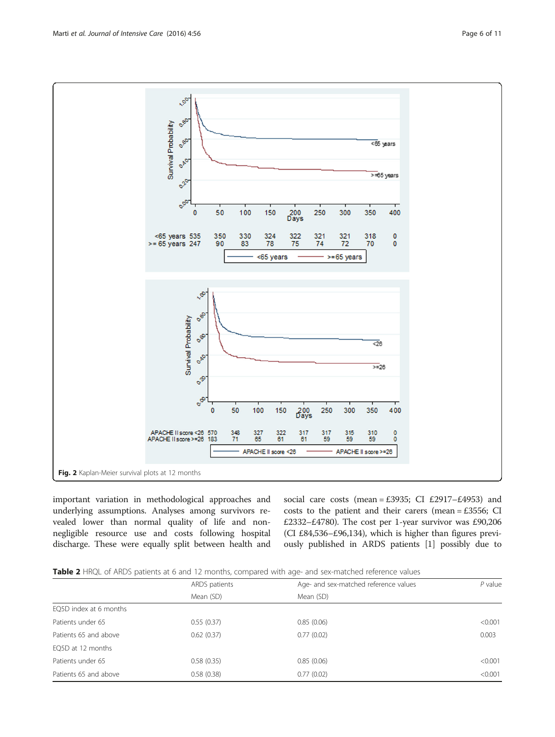Fig. 2 Kaplan-Meier survival plots at 12 months

important variation in methodological approaches and underlying assumptions. Analyses among survivors revealed lower than normal quality of life and non-negligible resource use and costs following hospital discharge. These were equally split between health and social care costs (mean = £3935; CI £2917–£4953) and costs to the patient and their carers (mean = £3556; CI £2332–£4780). The cost per 1-year survivor was £90,206 (CI £84,536–£96,134), which is higher than figures previously published in ARDS patients [1] possibly due to

**Table 2** HRQL of ARDS patients at 6 and 12 months, compared with age- and sex-matched reference values

| | ARDS patients | Age- and sex-matched reference values | *P* value |
|---|---|---|---|
| | Mean (SD) | Mean (SD) | |
| EQ5D index at 6 months | | | |
| Patients under 65 | 0.55 (0.37) | 0.85 (0.06) | <0.001 |
| Patients 65 and above | 0.62 (0.37) | 0.77 (0.02) | 0.003 |
| EQ5D at 12 months | | | |
| Patients under 65 | 0.58 (0.35) | 0.85 (0.06) | <0.001 |
| Patients 65 and above | 0.58 (0.38) | 0.77 (0.02) | <0.001 |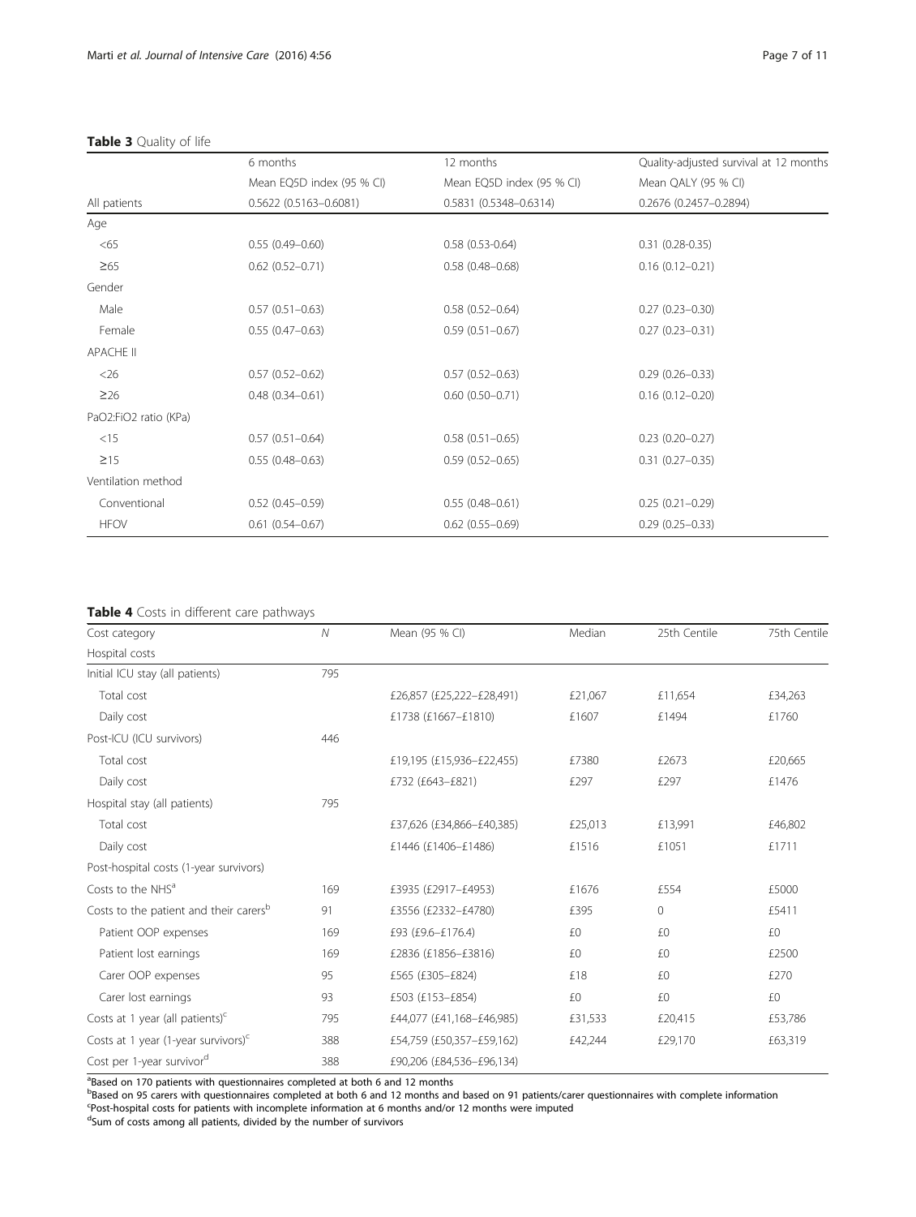**Table 3** Quality of life

| | 6 months | 12 months | Quality-adjusted survival at 12 months |
|---|---|---|---|
| | Mean EQ5D index (95 % CI) | Mean EQ5D index (95 % CI) | Mean QALY (95 % CI) |
| All patients | 0.5622 (0.5163–0.6081) | 0.5831 (0.5348–0.6314) | 0.2676 (0.2457–0.2894) |
| Age | | | |
| <65 | 0.55 (0.49–0.60) | 0.58 (0.53-0.64) | 0.31 (0.28-0.35) |
| ≥65 | 0.62 (0.52–0.71) | 0.58 (0.48–0.68) | 0.16 (0.12–0.21) |
| Gender | | | |
| Male | 0.57 (0.51–0.63) | 0.58 (0.52–0.64) | 0.27 (0.23–0.30) |
| Female | 0.55 (0.47–0.63) | 0.59 (0.51–0.67) | 0.27 (0.23–0.31) |
| APACHE II | | | |
| <26 | 0.57 (0.52–0.62) | 0.57 (0.52–0.63) | 0.29 (0.26–0.33) |
| ≥26 | 0.48 (0.34–0.61) | 0.60 (0.50–0.71) | 0.16 (0.12–0.20) |
| PaO2:FiO2 ratio (KPa) | | | |
| <15 | 0.57 (0.51–0.64) | 0.58 (0.51–0.65) | 0.23 (0.20–0.27) |
| ≥15 | 0.55 (0.48–0.63) | 0.59 (0.52–0.65) | 0.31 (0.27–0.35) |
| Ventilation method | | | |
| Conventional | 0.52 (0.45–0.59) | 0.55 (0.48–0.61) | 0.25 (0.21–0.29) |
| HFOV | 0.61 (0.54–0.67) | 0.62 (0.55–0.69) | 0.29 (0.25–0.33) |

**Table 4** Costs in different care pathways

| Cost category | N | Mean (95 % CI) | Median | 25th Centile | 75th Centile |
|---|---|---|---|---|---|
| Hospital costs | | | | | |
| Initial ICU stay (all patients) | 795 | | | | |
| Total cost | | £26,857 (£25,222–£28,491) | £21,067 | £11,654 | £34,263 |
| Daily cost | | £1738 (£1667–£1810) | £1607 | £1494 | £1760 |
| Post-ICU (ICU survivors) | 446 | | | | |
| Total cost | | £19,195 (£15,936–£22,455) | £7380 | £2673 | £20,665 |
| Daily cost | | £732 (£643–£821) | £297 | £297 | £1476 |
| Hospital stay (all patients) | 795 | | | | |
| Total cost | | £37,626 (£34,866–£40,385) | £25,013 | £13,991 | £46,802 |
| Daily cost | | £1446 (£1406–£1486) | £1516 | £1051 | £1711 |
| Post-hospital costs (1-year survivors) | | | | | |
| Costs to the NHS[a] | 169 | £3935 (£2917–£4953) | £1676 | £554 | £5000 |
| Costs to the patient and their carers[b] | 91 | £3556 (£2332–£4780) | £395 | 0 | £5411 |
| Patient OOP expenses | 169 | £93 (£9.6–£176.4) | £0 | £0 | £0 |
| Patient lost earnings | 169 | £2836 (£1856–£3816) | £0 | £0 | £2500 |
| Carer OOP expenses | 95 | £565 (£305–£824) | £18 | £0 | £270 |
| Carer lost earnings | 93 | £503 (£153–£854) | £0 | £0 | £0 |
| Costs at 1 year (all patients)[c] | 795 | £44,077 (£41,168–£46,985) | £31,533 | £20,415 | £53,786 |
| Costs at 1 year (1-year survivors)[c] | 388 | £54,759 (£50,357–£59,162) | £42,244 | £29,170 | £63,319 |
| Cost per 1-year survivor[d] | 388 | £90,206 (£84,536–£96,134) | | | |

[a]Based on 170 patients with questionnaires completed at both 6 and 12 months
[b]Based on 95 carers with questionnaires completed at both 6 and 12 months and based on 91 patients/carer questionnaires with complete information
[c]Post-hospital costs for patients with incomplete information at 6 months and/or 12 months were imputed
[d]Sum of costs among all patients, divided by the number of survivors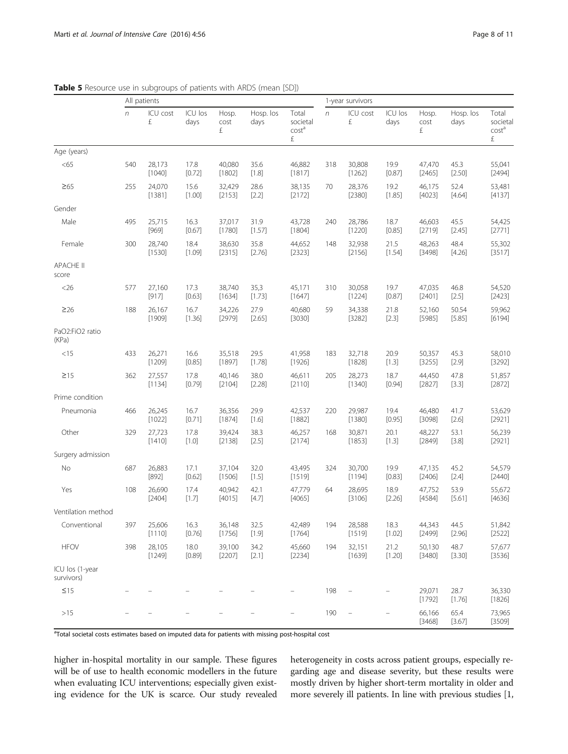**Table 5** Resource use in subgroups of patients with ARDS (mean [SD])

| | All patients | | | | | | 1-year survivors | | | | | |
|---|---|---|---|---|---|---|---|---|---|---|---|---|
| | *n* | ICU cost £ | ICU los days | Hosp. cost £ | Hosp. los days | Total societal cost[a] £ | *n* | ICU cost £ | ICU los days | Hosp. cost £ | Hosp. los days | Total societal cost[a] £ |
| Age (years) | | | | | | | | | | | | |
| <65 | 540 | 28,173 [1040] | 17.8 [0.72] | 40,080 [1802] | 35.6 [1.8] | 46,882 [1817] | 318 | 30,808 [1262] | 19.9 [0.87] | 47,470 [2465] | 45.3 [2.50] | 55,041 [2494] |
| ≥65 | 255 | 24,070 [1381] | 15.6 [1.00] | 32,429 [2153] | 28.6 [2.2] | 38,135 [2172] | 70 | 28,376 [2380] | 19.2 [1.85] | 46,175 [4023] | 52.4 [4.64] | 53,481 [4137] |
| Gender | | | | | | | | | | | | |
| Male | 495 | 25,715 [969] | 16.3 [0.67] | 37,017 [1780] | 31.9 [1.57] | 43,728 [1804] | 240 | 28,786 [1220] | 18.7 [0.85] | 46,603 [2719] | 45.5 [2.45] | 54,425 [2771] |
| Female | 300 | 28,740 [1530] | 18.4 [1.09] | 38,630 [2315] | 35.8 [2.76] | 44,652 [2323] | 148 | 32,938 [2156] | 21.5 [1.54] | 48,263 [3498] | 48.4 [4.26] | 55,302 [3517] |
| APACHE II score | | | | | | | | | | | | |
| <26 | 577 | 27,160 [917] | 17.3 [0.63] | 38,740 [1634] | 35,3 [1.73] | 45,171 [1647] | 310 | 30,058 [1224] | 19.7 [0.87] | 47,035 [2401] | 46.8 [2.5] | 54,520 [2423] |
| ≥26 | 188 | 26,167 [1909] | 16.7 [1.36] | 34,226 [2979] | 27.9 [2.65] | 40,680 [3030] | 59 | 34,338 [3282] | 21.8 [2.3] | 52,160 [5985] | 50.54 [5.85] | 59,962 [6194] |
| PaO2:FiO2 ratio (KPa) | | | | | | | | | | | | |
| <15 | 433 | 26,271 [1209] | 16.6 [0.85] | 35,518 [1897] | 29.5 [1.78] | 41,958 [1926] | 183 | 32,718 [1828] | 20.9 [1.3] | 50,357 [3255] | 45.3 [2.9] | 58,010 [3292] |
| ≥15 | 362 | 27,557 [1134] | 17.8 [0.79] | 40,146 [2104] | 38.0 [2.28] | 46,611 [2110] | 205 | 28,273 [1340] | 18.7 [0.94] | 44,450 [2827] | 47.8 [3.3] | 51,857 [2872] |
| Prime condition | | | | | | | | | | | | |
| Pneumonia | 466 | 26,245 [1022] | 16.7 [0.71] | 36,356 [1874] | 29.9 [1.6] | 42,537 [1882] | 220 | 29,987 [1380] | 19.4 [0.95] | 46,480 [3098] | 41.7 [2.6] | 53,629 [2921] |
| Other | 329 | 27,723 [1410] | 17.8 [1.0] | 39,424 [2138] | 38.3 [2.5] | 46,257 [2174] | 168 | 30,871 [1853] | 20.1 [1.3] | 48,227 [2849] | 53.1 [3.8] | 56,239 [2921] |
| Surgery admission | | | | | | | | | | | | |
| No | 687 | 26,883 [892] | 17.1 [0.62] | 37,104 [1506] | 32.0 [1.5] | 43,495 [1519] | 324 | 30,700 [1194] | 19.9 [0.83] | 47,135 [2406] | 45.2 [2.4] | 54,579 [2440] |
| Yes | 108 | 26,690 [2404] | 17.4 [1.7] | 40,942 [4015] | 42.1 [4.7] | 47,779 [4065] | 64 | 28,695 [3106] | 18.9 [2.26] | 47,752 [4584] | 53.9 [5.61] | 55,672 [4636] |
| Ventilation method | | | | | | | | | | | | |
| Conventional | 397 | 25,606 [1110] | 16.3 [0.76] | 36,148 [1756] | 32.5 [1.9] | 42,489 [1764] | 194 | 28,588 [1519] | 18.3 [1.02] | 44,343 [2499] | 44.5 [2.96] | 51,842 [2522] |
| HFOV | 398 | 28,105 [1249] | 18.0 [0.89] | 39,100 [2207] | 34.2 [2.1] | 45,660 [2234] | 194 | 32,151 [1639] | 21.2 [1.20] | 50,130 [3480] | 48.7 [3.30] | 57,677 [3536] |
| ICU los (1-year survivors) | | | | | | | | | | | | |
| ≤15 | – | – | – | – | – | – | 198 | – | – | 29,071 [1792] | 28.7 [1.76] | 36,330 [1826] |
| >15 | – | – | – | – | – | – | 190 | – | – | 66,166 [3468] | 65.4 [3.67] | 73,965 [3509] |

[a]Total societal costs estimates based on imputed data for patients with missing post-hospital cost

higher in-hospital mortality in our sample. These figures will be of use to health economic modellers in the future when evaluating ICU interventions; especially given existing evidence for the UK is scarce. Our study revealed heterogeneity in costs across patient groups, especially regarding age and disease severity, but these results were mostly driven by higher short-term mortality in older and more severely ill patients. In line with previous studies [1,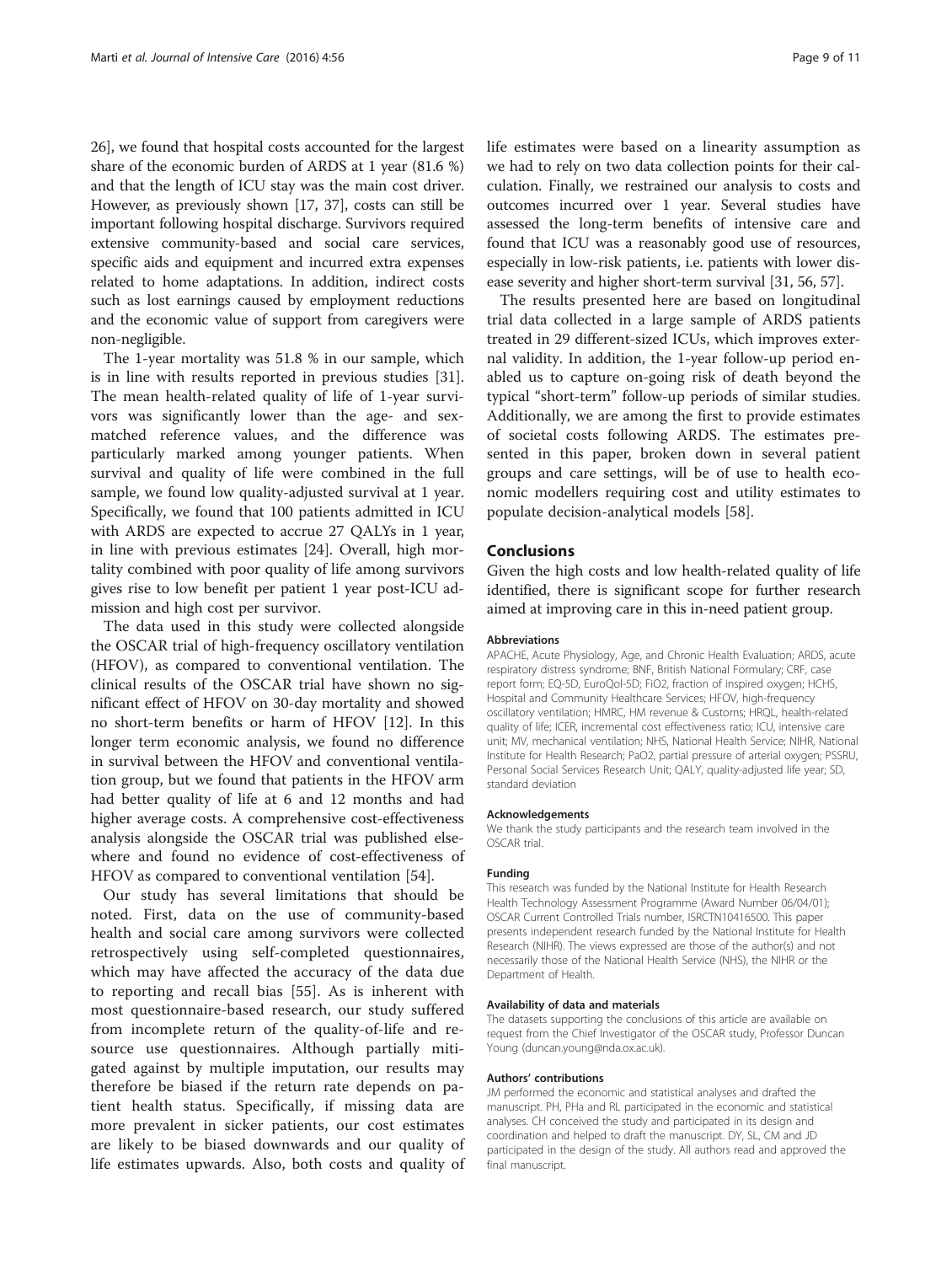26], we found that hospital costs accounted for the largest share of the economic burden of ARDS at 1 year (81.6 %) and that the length of ICU stay was the main cost driver. However, as previously shown [17, 37], costs can still be important following hospital discharge. Survivors required extensive community-based and social care services, specific aids and equipment and incurred extra expenses related to home adaptations. In addition, indirect costs such as lost earnings caused by employment reductions and the economic value of support from caregivers were non-negligible.

The 1-year mortality was 51.8 % in our sample, which is in line with results reported in previous studies [31]. The mean health-related quality of life of 1-year survivors was significantly lower than the age- and sex-matched reference values, and the difference was particularly marked among younger patients. When survival and quality of life were combined in the full sample, we found low quality-adjusted survival at 1 year. Specifically, we found that 100 patients admitted in ICU with ARDS are expected to accrue 27 QALYs in 1 year, in line with previous estimates [24]. Overall, high mortality combined with poor quality of life among survivors gives rise to low benefit per patient 1 year post-ICU admission and high cost per survivor.

The data used in this study were collected alongside the OSCAR trial of high-frequency oscillatory ventilation (HFOV), as compared to conventional ventilation. The clinical results of the OSCAR trial have shown no significant effect of HFOV on 30-day mortality and showed no short-term benefits or harm of HFOV [12]. In this longer term economic analysis, we found no difference in survival between the HFOV and conventional ventilation group, but we found that patients in the HFOV arm had better quality of life at 6 and 12 months and had higher average costs. A comprehensive cost-effectiveness analysis alongside the OSCAR trial was published elsewhere and found no evidence of cost-effectiveness of HFOV as compared to conventional ventilation [54].

Our study has several limitations that should be noted. First, data on the use of community-based health and social care among survivors were collected retrospectively using self-completed questionnaires, which may have affected the accuracy of the data due to reporting and recall bias [55]. As is inherent with most questionnaire-based research, our study suffered from incomplete return of the quality-of-life and resource use questionnaires. Although partially mitigated against by multiple imputation, our results may therefore be biased if the return rate depends on patient health status. Specifically, if missing data are more prevalent in sicker patients, our cost estimates are likely to be biased downwards and our quality of life estimates upwards. Also, both costs and quality of life estimates were based on a linearity assumption as we had to rely on two data collection points for their calculation. Finally, we restrained our analysis to costs and outcomes incurred over 1 year. Several studies have assessed the long-term benefits of intensive care and found that ICU was a reasonably good use of resources, especially in low-risk patients, i.e. patients with lower disease severity and higher short-term survival [31, 56, 57].

The results presented here are based on longitudinal trial data collected in a large sample of ARDS patients treated in 29 different-sized ICUs, which improves external validity. In addition, the 1-year follow-up period enabled us to capture on-going risk of death beyond the typical "short-term" follow-up periods of similar studies. Additionally, we are among the first to provide estimates of societal costs following ARDS. The estimates presented in this paper, broken down in several patient groups and care settings, will be of use to health economic modellers requiring cost and utility estimates to populate decision-analytical models [58].

## Conclusions

Given the high costs and low health-related quality of life identified, there is significant scope for further research aimed at improving care in this in-need patient group.

#### Abbreviations

APACHE, Acute Physiology, Age, and Chronic Health Evaluation; ARDS, acute respiratory distress syndrome; BNF, British National Formulary; CRF, case report form; EQ-5D, EuroQol-5D; FiO2, fraction of inspired oxygen; HCHS, Hospital and Community Healthcare Services; HFOV, high-frequency oscillatory ventilation; HMRC, HM revenue & Customs; HRQL, health-related quality of life; ICER, incremental cost effectiveness ratio; ICU, intensive care unit; MV, mechanical ventilation; NHS, National Health Service; NIHR, National Institute for Health Research; PaO2, partial pressure of arterial oxygen; PSSRU, Personal Social Services Research Unit; QALY, quality-adjusted life year; SD, standard deviation

#### Acknowledgements

We thank the study participants and the research team involved in the OSCAR trial.

#### Funding

This research was funded by the National Institute for Health Research Health Technology Assessment Programme (Award Number 06/04/01); OSCAR Current Controlled Trials number, ISRCTN10416500. This paper presents independent research funded by the National Institute for Health Research (NIHR). The views expressed are those of the author(s) and not necessarily those of the National Health Service (NHS), the NIHR or the Department of Health.

#### Availability of data and materials

The datasets supporting the conclusions of this article are available on request from the Chief Investigator of the OSCAR study, Professor Duncan Young (duncan.young@nda.ox.ac.uk).

#### Authors' contributions

JM performed the economic and statistical analyses and drafted the manuscript. PH, PHa and RL participated in the economic and statistical analyses. CH conceived the study and participated in its design and coordination and helped to draft the manuscript. DY, SL, CM and JD participated in the design of the study. All authors read and approved the final manuscript.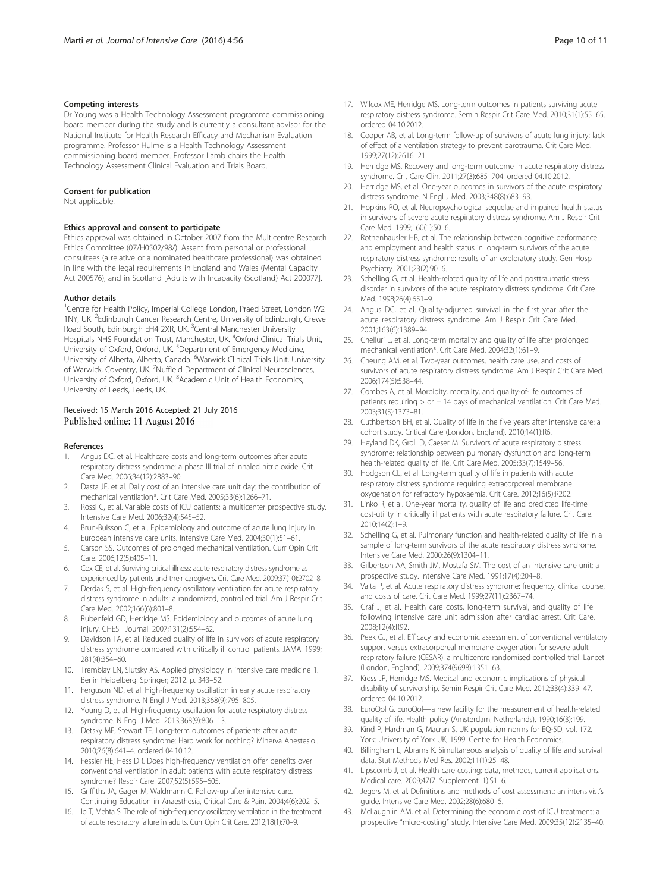#### Competing interests

Dr Young was a Health Technology Assessment programme commissioning board member during the study and is currently a consultant advisor for the National Institute for Health Research Efficacy and Mechanism Evaluation programme. Professor Hulme is a Health Technology Assessment commissioning board member. Professor Lamb chairs the Health Technology Assessment Clinical Evaluation and Trials Board.

#### Consent for publication

Not applicable.

#### Ethics approval and consent to participate

Ethics approval was obtained in October 2007 from the Multicentre Research Ethics Committee (07/H0502/98/). Assent from personal or professional consultees (a relative or a nominated healthcare professional) was obtained in line with the legal requirements in England and Wales (Mental Capacity Act 200576), and in Scotland [Adults with Incapacity (Scotland) Act 200077].

#### Author details

[1]Centre for Health Policy, Imperial College London, Praed Street, London W2 1NY, UK. [2]Edinburgh Cancer Research Centre, University of Edinburgh, Crewe Road South, Edinburgh EH4 2XR, UK. [3]Central Manchester University Hospitals NHS Foundation Trust, Manchester, UK. [4]Oxford Clinical Trials Unit, University of Oxford, Oxford, UK. [5]Department of Emergency Medicine, University of Alberta, Alberta, Canada. [6]Warwick Clinical Trials Unit, University of Warwick, Coventry, UK. [7]Nuffield Department of Clinical Neurosciences, University of Oxford, Oxford, UK. [8]Academic Unit of Health Economics, University of Leeds, Leeds, UK.

Received: 15 March 2016 Accepted: 21 July 2016
Published online: 11 August 2016

#### References

1. Angus DC, et al. Healthcare costs and long-term outcomes after acute respiratory distress syndrome: a phase III trial of inhaled nitric oxide. Crit Care Med. 2006;34(12):2883–90.
2. Dasta JF, et al. Daily cost of an intensive care unit day: the contribution of mechanical ventilation*. Crit Care Med. 2005;33(6):1266–71.
3. Rossi C, et al. Variable costs of ICU patients: a multicenter prospective study. Intensive Care Med. 2006;32(4):545–52.
4. Brun-Buisson C, et al. Epidemiology and outcome of acute lung injury in European intensive care units. Intensive Care Med. 2004;30(1):51–61.
5. Carson SS. Outcomes of prolonged mechanical ventilation. Curr Opin Crit Care. 2006;12(5):405–11.
6. Cox CE, et al. Surviving critical illness: acute respiratory distress syndrome as experienced by patients and their caregivers. Crit Care Med. 2009;37(10):2702–8.
7. Derdak S, et al. High-frequency oscillatory ventilation for acute respiratory distress syndrome in adults: a randomized, controlled trial. Am J Respir Crit Care Med. 2002;166(6):801–8.
8. Rubenfeld GD, Herridge MS. Epidemiology and outcomes of acute lung injury. CHEST Journal. 2007;131(2):554–62.
9. Davidson TA, et al. Reduced quality of life in survivors of acute respiratory distress syndrome compared with critically ill control patients. JAMA. 1999; 281(4):354–60.
10. Tremblay LN, Slutsky AS. Applied physiology in intensive care medicine 1. Berlin Heidelberg: Springer; 2012. p. 343–52.
11. Ferguson ND, et al. High-frequency oscillation in early acute respiratory distress syndrome. N Engl J Med. 2013;368(9):795–805.
12. Young D, et al. High-frequency oscillation for acute respiratory distress syndrome. N Engl J Med. 2013;368(9):806–13.
13. Detsky ME, Stewart TE. Long-term outcomes of patients after acute respiratory distress syndrome: Hard work for nothing? Minerva Anestesiol. 2010;76(8):641–4. ordered 04.10.12.
14. Fessler HE, Hess DR. Does high-frequency ventilation offer benefits over conventional ventilation in adult patients with acute respiratory distress syndrome? Respir Care. 2007;52(5):595–605.
15. Griffiths JA, Gager M, Waldmann C. Follow-up after intensive care. Continuing Education in Anaesthesia, Critical Care & Pain. 2004;4(6):202–5.
16. Ip T, Mehta S. The role of high-frequency oscillatory ventilation in the treatment of acute respiratory failure in adults. Curr Opin Crit Care. 2012;18(1):70–9.
17. Wilcox ME, Herridge MS. Long-term outcomes in patients surviving acute respiratory distress syndrome. Semin Respir Crit Care Med. 2010;31(1):55–65. ordered 04.10.2012.
18. Cooper AB, et al. Long-term follow-up of survivors of acute lung injury: lack of effect of a ventilation strategy to prevent barotrauma. Crit Care Med. 1999;27(12):2616–21.
19. Herridge MS. Recovery and long-term outcome in acute respiratory distress syndrome. Crit Care Clin. 2011;27(3):685–704. ordered 04.10.2012.
20. Herridge MS, et al. One-year outcomes in survivors of the acute respiratory distress syndrome. N Engl J Med. 2003;348(8):683–93.
21. Hopkins RO, et al. Neuropsychological sequelae and impaired health status in survivors of severe acute respiratory distress syndrome. Am J Respir Crit Care Med. 1999;160(1):50–6.
22. Rothenhausler HB, et al. The relationship between cognitive performance and employment and health status in long-term survivors of the acute respiratory distress syndrome: results of an exploratory study. Gen Hosp Psychiatry. 2001;23(2):90–6.
23. Schelling G, et al. Health-related quality of life and posttraumatic stress disorder in survivors of the acute respiratory distress syndrome. Crit Care Med. 1998;26(4):651–9.
24. Angus DC, et al. Quality-adjusted survival in the first year after the acute respiratory distress syndrome. Am J Respir Crit Care Med. 2001;163(6):1389–94.
25. Chelluri L, et al. Long-term mortality and quality of life after prolonged mechanical ventilation*. Crit Care Med. 2004;32(1):61–9.
26. Cheung AM, et al. Two-year outcomes, health care use, and costs of survivors of acute respiratory distress syndrome. Am J Respir Crit Care Med. 2006;174(5):538–44.
27. Combes A, et al. Morbidity, mortality, and quality-of-life outcomes of patients requiring > or = 14 days of mechanical ventilation. Crit Care Med. 2003;31(5):1373–81.
28. Cuthbertson BH, et al. Quality of life in the five years after intensive care: a cohort study. Critical Care (London, England). 2010;14(1):R6.
29. Heyland DK, Groll D, Caeser M. Survivors of acute respiratory distress syndrome: relationship between pulmonary dysfunction and long-term health-related quality of life. Crit Care Med. 2005;33(7):1549–56.
30. Hodgson CL, et al. Long-term quality of life in patients with acute respiratory distress syndrome requiring extracorporeal membrane oxygenation for refractory hypoxaemia. Crit Care. 2012;16(5):R202.
31. Linko R, et al. One-year mortality, quality of life and predicted life-time cost-utility in critically ill patients with acute respiratory failure. Crit Care. 2010;14(2):1–9.
32. Schelling G, et al. Pulmonary function and health-related quality of life in a sample of long-term survivors of the acute respiratory distress syndrome. Intensive Care Med. 2000;26(9):1304–11.
33. Gilbertson AA, Smith JM, Mostafa SM. The cost of an intensive care unit: a prospective study. Intensive Care Med. 1991;17(4):204–8.
34. Valta P, et al. Acute respiratory distress syndrome: frequency, clinical course, and costs of care. Crit Care Med. 1999;27(11):2367–74.
35. Graf J, et al. Health care costs, long-term survival, and quality of life following intensive care unit admission after cardiac arrest. Crit Care. 2008;12(4):R92.
36. Peek GJ, et al. Efficacy and economic assessment of conventional ventilatory support versus extracorporeal membrane oxygenation for severe adult respiratory failure (CESAR): a multicentre randomised controlled trial. Lancet (London, England). 2009;374(9698):1351–63.
37. Kress JP, Herridge MS. Medical and economic implications of physical disability of survivorship. Semin Respir Crit Care Med. 2012;33(4):339–47. ordered 04.10.2012.
38. EuroQol G. EuroQol—a new facility for the measurement of health-related quality of life. Health policy (Amsterdam, Netherlands). 1990;16(3):199.
39. Kind P, Hardman G, Macran S. UK population norms for EQ-5D, vol. 172. York: University of York UK; 1999. Centre for Health Economics.
40. Billingham L, Abrams K. Simultaneous analysis of quality of life and survival data. Stat Methods Med Res. 2002;11(1):25–48.
41. Lipscomb J, et al. Health care costing: data, methods, current applications. Medical care. 2009;47(7_Supplement_1):S1–6.
42. Jegers M, et al. Definitions and methods of cost assessment: an intensivist's guide. Intensive Care Med. 2002;28(6):680–5.
43. McLaughlin AM, et al. Determining the economic cost of ICU treatment: a prospective "micro-costing" study. Intensive Care Med. 2009;35(12):2135–40.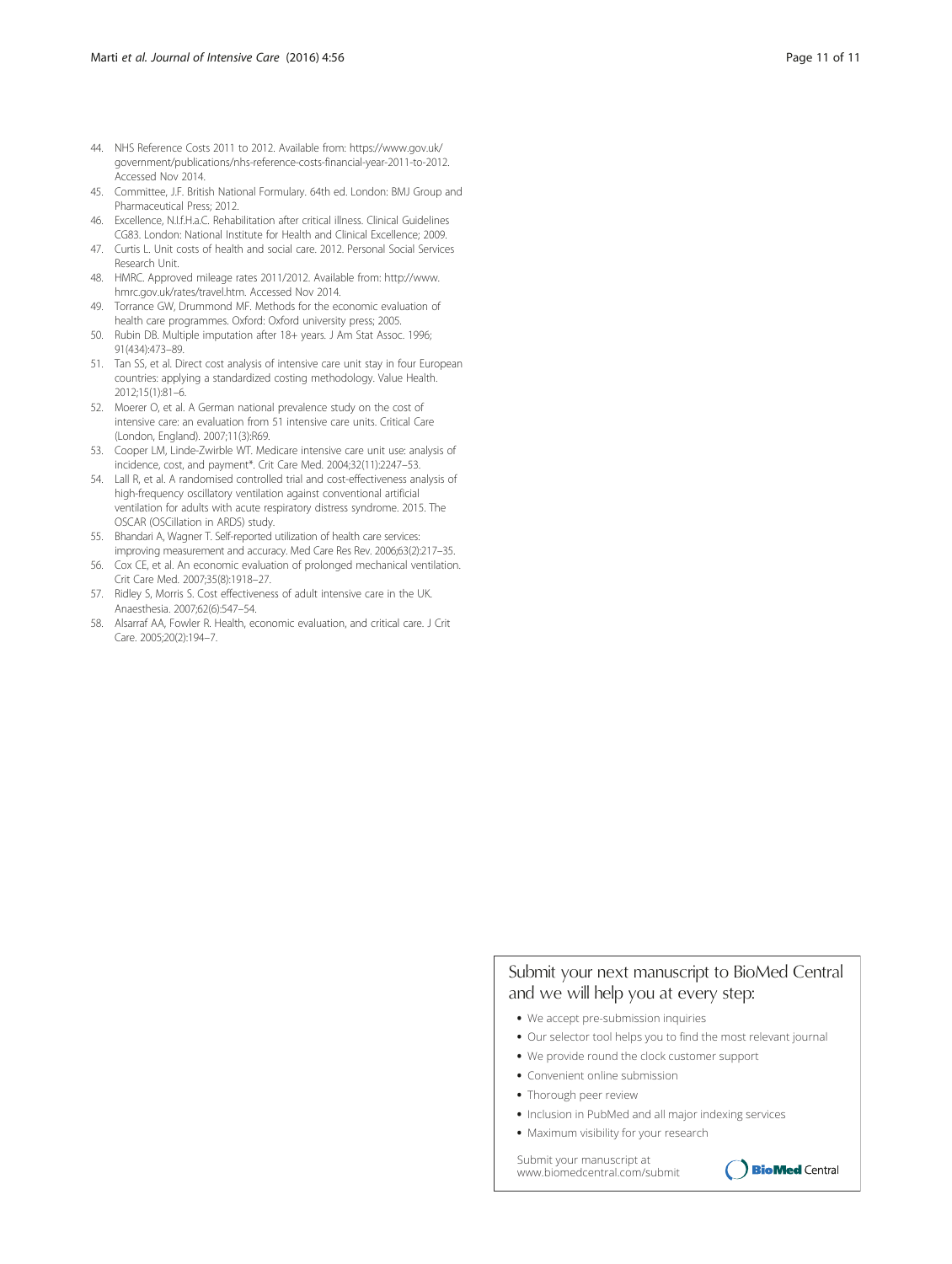44. NHS Reference Costs 2011 to 2012. Available from: https://www.gov.uk/government/publications/nhs-reference-costs-financial-year-2011-to-2012. Accessed Nov 2014.
45. Committee, J.F. British National Formulary. 64th ed. London: BMJ Group and Pharmaceutical Press; 2012.
46. Excellence, N.I.f.H.a.C. Rehabilitation after critical illness. Clinical Guidelines CG83. London: National Institute for Health and Clinical Excellence; 2009.
47. Curtis L. Unit costs of health and social care. 2012. Personal Social Services Research Unit.
48. HMRC. Approved mileage rates 2011/2012. Available from: http://www.hmrc.gov.uk/rates/travel.htm. Accessed Nov 2014.
49. Torrance GW, Drummond MF. Methods for the economic evaluation of health care programmes. Oxford: Oxford university press; 2005.
50. Rubin DB. Multiple imputation after 18+ years. J Am Stat Assoc. 1996; 91(434):473–89.
51. Tan SS, et al. Direct cost analysis of intensive care unit stay in four European countries: applying a standardized costing methodology. Value Health. 2012;15(1):81–6.
52. Moerer O, et al. A German national prevalence study on the cost of intensive care: an evaluation from 51 intensive care units. Critical Care (London, England). 2007;11(3):R69.
53. Cooper LM, Linde-Zwirble WT. Medicare intensive care unit use: analysis of incidence, cost, and payment*. Crit Care Med. 2004;32(11):2247–53.
54. Lall R, et al. A randomised controlled trial and cost-effectiveness analysis of high-frequency oscillatory ventilation against conventional artificial ventilation for adults with acute respiratory distress syndrome. 2015. The OSCAR (OSCillation in ARDS) study.
55. Bhandari A, Wagner T. Self-reported utilization of health care services: improving measurement and accuracy. Med Care Res Rev. 2006;63(2):217–35.
56. Cox CE, et al. An economic evaluation of prolonged mechanical ventilation. Crit Care Med. 2007;35(8):1918–27.
57. Ridley S, Morris S. Cost effectiveness of adult intensive care in the UK. Anaesthesia. 2007;62(6):547–54.
58. Alsarraf AA, Fowler R. Health, economic evaluation, and critical care. J Crit Care. 2005;20(2):194–7.

Submit your next manuscript to BioMed Central and we will help you at every step:

- We accept pre-submission inquiries
- Our selector tool helps you to find the most relevant journal
- We provide round the clock customer support
- Convenient online submission
- Thorough peer review
- Inclusion in PubMed and all major indexing services
- Maximum visibility for your research

Submit your manuscript at www.biomedcentral.com/submit

BioMed Central